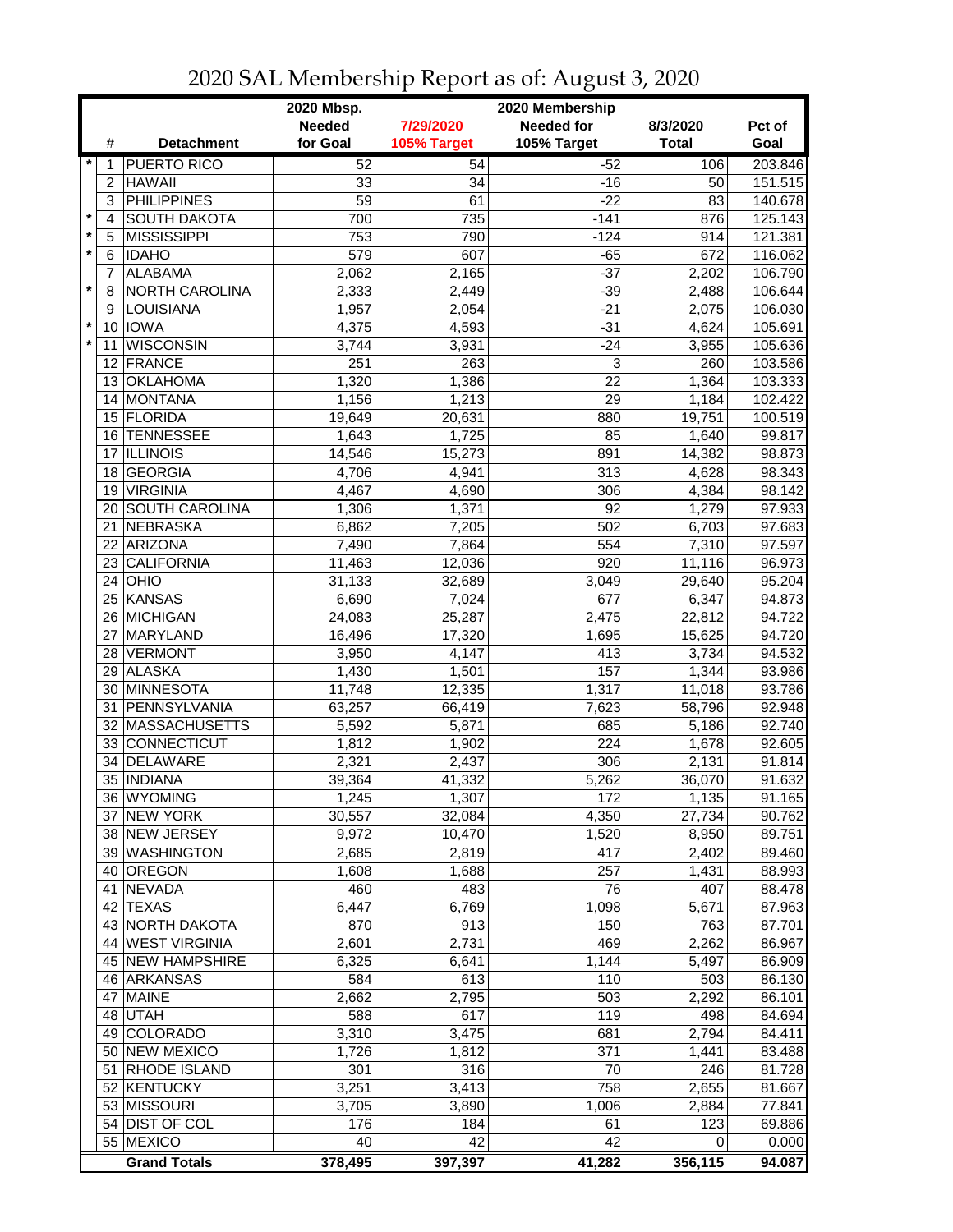# 2020 SAL Membership Report as of: August 3, 2020

| | # | Detachment | 2020 Mbsp. Needed for Goal | 7/29/2020 105% Target | 2020 Membership Needed for 105% Target | 8/3/2020 Total | Pct of Goal |
|---|---|---|---|---|---|---|---|
| * | 1 | PUERTO RICO | 52 | 54 | -52 | 106 | 203.846 |
| | 2 | HAWAII | 33 | 34 | -16 | 50 | 151.515 |
| | 3 | PHILIPPINES | 59 | 61 | -22 | 83 | 140.678 |
| * | 4 | SOUTH DAKOTA | 700 | 735 | -141 | 876 | 125.143 |
| * | 5 | MISSISSIPPI | 753 | 790 | -124 | 914 | 121.381 |
| * | 6 | IDAHO | 579 | 607 | -65 | 672 | 116.062 |
| | 7 | ALABAMA | 2,062 | 2,165 | -37 | 2,202 | 106.790 |
| * | 8 | NORTH CAROLINA | 2,333 | 2,449 | -39 | 2,488 | 106.644 |
| | 9 | LOUISIANA | 1,957 | 2,054 | -21 | 2,075 | 106.030 |
| * | 10 | IOWA | 4,375 | 4,593 | -31 | 4,624 | 105.691 |
| * | 11 | WISCONSIN | 3,744 | 3,931 | -24 | 3,955 | 105.636 |
| | 12 | FRANCE | 251 | 263 | 3 | 260 | 103.586 |
| | 13 | OKLAHOMA | 1,320 | 1,386 | 22 | 1,364 | 103.333 |
| | 14 | MONTANA | 1,156 | 1,213 | 29 | 1,184 | 102.422 |
| | 15 | FLORIDA | 19,649 | 20,631 | 880 | 19,751 | 100.519 |
| | 16 | TENNESSEE | 1,643 | 1,725 | 85 | 1,640 | 99.817 |
| | 17 | ILLINOIS | 14,546 | 15,273 | 891 | 14,382 | 98.873 |
| | 18 | GEORGIA | 4,706 | 4,941 | 313 | 4,628 | 98.343 |
| | 19 | VIRGINIA | 4,467 | 4,690 | 306 | 4,384 | 98.142 |
| | 20 | SOUTH CAROLINA | 1,306 | 1,371 | 92 | 1,279 | 97.933 |
| | 21 | NEBRASKA | 6,862 | 7,205 | 502 | 6,703 | 97.683 |
| | 22 | ARIZONA | 7,490 | 7,864 | 554 | 7,310 | 97.597 |
| | 23 | CALIFORNIA | 11,463 | 12,036 | 920 | 11,116 | 96.973 |
| | 24 | OHIO | 31,133 | 32,689 | 3,049 | 29,640 | 95.204 |
| | 25 | KANSAS | 6,690 | 7,024 | 677 | 6,347 | 94.873 |
| | 26 | MICHIGAN | 24,083 | 25,287 | 2,475 | 22,812 | 94.722 |
| | 27 | MARYLAND | 16,496 | 17,320 | 1,695 | 15,625 | 94.720 |
| | 28 | VERMONT | 3,950 | 4,147 | 413 | 3,734 | 94.532 |
| | 29 | ALASKA | 1,430 | 1,501 | 157 | 1,344 | 93.986 |
| | 30 | MINNESOTA | 11,748 | 12,335 | 1,317 | 11,018 | 93.786 |
| | 31 | PENNSYLVANIA | 63,257 | 66,419 | 7,623 | 58,796 | 92.948 |
| | 32 | MASSACHUSETTS | 5,592 | 5,871 | 685 | 5,186 | 92.740 |
| | 33 | CONNECTICUT | 1,812 | 1,902 | 224 | 1,678 | 92.605 |
| | 34 | DELAWARE | 2,321 | 2,437 | 306 | 2,131 | 91.814 |
| | 35 | INDIANA | 39,364 | 41,332 | 5,262 | 36,070 | 91.632 |
| | 36 | WYOMING | 1,245 | 1,307 | 172 | 1,135 | 91.165 |
| | 37 | NEW YORK | 30,557 | 32,084 | 4,350 | 27,734 | 90.762 |
| | 38 | NEW JERSEY | 9,972 | 10,470 | 1,520 | 8,950 | 89.751 |
| | 39 | WASHINGTON | 2,685 | 2,819 | 417 | 2,402 | 89.460 |
| | 40 | OREGON | 1,608 | 1,688 | 257 | 1,431 | 88.993 |
| | 41 | NEVADA | 460 | 483 | 76 | 407 | 88.478 |
| | 42 | TEXAS | 6,447 | 6,769 | 1,098 | 5,671 | 87.963 |
| | 43 | NORTH DAKOTA | 870 | 913 | 150 | 763 | 87.701 |
| | 44 | WEST VIRGINIA | 2,601 | 2,731 | 469 | 2,262 | 86.967 |
| | 45 | NEW HAMPSHIRE | 6,325 | 6,641 | 1,144 | 5,497 | 86.909 |
| | 46 | ARKANSAS | 584 | 613 | 110 | 503 | 86.130 |
| | 47 | MAINE | 2,662 | 2,795 | 503 | 2,292 | 86.101 |
| | 48 | UTAH | 588 | 617 | 119 | 498 | 84.694 |
| | 49 | COLORADO | 3,310 | 3,475 | 681 | 2,794 | 84.411 |
| | 50 | NEW MEXICO | 1,726 | 1,812 | 371 | 1,441 | 83.488 |
| | 51 | RHODE ISLAND | 301 | 316 | 70 | 246 | 81.728 |
| | 52 | KENTUCKY | 3,251 | 3,413 | 758 | 2,655 | 81.667 |
| | 53 | MISSOURI | 3,705 | 3,890 | 1,006 | 2,884 | 77.841 |
| | 54 | DIST OF COL | 176 | 184 | 61 | 123 | 69.886 |
| | 55 | MEXICO | 40 | 42 | 42 | 0 | 0.000 |
| | | **Grand Totals** | **378,495** | **397,397** | **41,282** | **356,115** | **94.087** |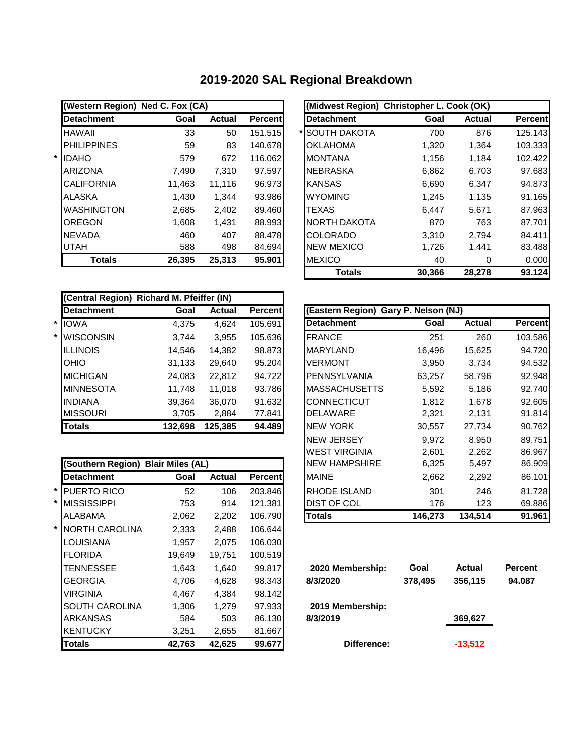# 2019-2020 SAL Regional Breakdown

| | (Western Region) Ned C. Fox (CA) | | | |
|---|---|---|---|---|
| | Detachment | Goal | Actual | Percent |
| | HAWAII | 33 | 50 | 151.515 |
| | PHILIPPINES | 59 | 83 | 140.678 |
| * | IDAHO | 579 | 672 | 116.062 |
| | ARIZONA | 7,490 | 7,310 | 97.597 |
| | CALIFORNIA | 11,463 | 11,116 | 96.973 |
| | ALASKA | 1,430 | 1,344 | 93.986 |
| | WASHINGTON | 2,685 | 2,402 | 89.460 |
| | OREGON | 1,608 | 1,431 | 88.993 |
| | NEVADA | 460 | 407 | 88.478 |
| | UTAH | 588 | 498 | 84.694 |
| | **Totals** | **26,395** | **25,313** | **95.901** |

| | (Midwest Region) Christopher L. Cook (OK) | | | |
|---|---|---|---|---|
| | Detachment | Goal | Actual | Percent |
| * | SOUTH DAKOTA | 700 | 876 | 125.143 |
| | OKLAHOMA | 1,320 | 1,364 | 103.333 |
| | MONTANA | 1,156 | 1,184 | 102.422 |
| | NEBRASKA | 6,862 | 6,703 | 97.683 |
| | KANSAS | 6,690 | 6,347 | 94.873 |
| | WYOMING | 1,245 | 1,135 | 91.165 |
| | TEXAS | 6,447 | 5,671 | 87.963 |
| | NORTH DAKOTA | 870 | 763 | 87.701 |
| | COLORADO | 3,310 | 2,794 | 84.411 |
| | NEW MEXICO | 1,726 | 1,441 | 83.488 |
| | MEXICO | 40 | 0 | 0.000 |
| | **Totals** | **30,366** | **28,278** | **93.124** |

| | (Central Region) Richard M. Pfeiffer (IN) | | | |
|---|---|---|---|---|
| | Detachment | Goal | Actual | Percent |
| * | IOWA | 4,375 | 4,624 | 105.691 |
| * | WISCONSIN | 3,744 | 3,955 | 105.636 |
| | ILLINOIS | 14,546 | 14,382 | 98.873 |
| | OHIO | 31,133 | 29,640 | 95.204 |
| | MICHIGAN | 24,083 | 22,812 | 94.722 |
| | MINNESOTA | 11,748 | 11,018 | 93.786 |
| | INDIANA | 39,364 | 36,070 | 91.632 |
| | MISSOURI | 3,705 | 2,884 | 77.841 |
| | **Totals** | **132,698** | **125,385** | **94.489** |

| (Eastern Region) Gary P. Nelson (NJ) | | | |
|---|---|---|---|
| Detachment | Goal | Actual | Percent |
| FRANCE | 251 | 260 | 103.586 |
| MARYLAND | 16,496 | 15,625 | 94.720 |
| VERMONT | 3,950 | 3,734 | 94.532 |
| PENNSYLVANIA | 63,257 | 58,796 | 92.948 |
| MASSACHUSETTS | 5,592 | 5,186 | 92.740 |
| CONNECTICUT | 1,812 | 1,678 | 92.605 |
| DELAWARE | 2,321 | 2,131 | 91.814 |
| NEW YORK | 30,557 | 27,734 | 90.762 |
| NEW JERSEY | 9,972 | 8,950 | 89.751 |
| WEST VIRGINIA | 2,601 | 2,262 | 86.967 |
| NEW HAMPSHIRE | 6,325 | 5,497 | 86.909 |
| MAINE | 2,662 | 2,292 | 86.101 |
| RHODE ISLAND | 301 | 246 | 81.728 |
| DIST OF COL | 176 | 123 | 69.886 |
| **Totals** | **146,273** | **134,514** | **91.961** |

| | (Southern Region) Blair Miles (AL) | | | |
|---|---|---|---|---|
| | Detachment | Goal | Actual | Percent |
| * | PUERTO RICO | 52 | 106 | 203.846 |
| * | MISSISSIPPI | 753 | 914 | 121.381 |
| | ALABAMA | 2,062 | 2,202 | 106.790 |
| * | NORTH CAROLINA | 2,333 | 2,488 | 106.644 |
| | LOUISIANA | 1,957 | 2,075 | 106.030 |
| | FLORIDA | 19,649 | 19,751 | 100.519 |
| | TENNESSEE | 1,643 | 1,640 | 99.817 |
| | GEORGIA | 4,706 | 4,628 | 98.343 |
| | VIRGINIA | 4,467 | 4,384 | 98.142 |
| | SOUTH CAROLINA | 1,306 | 1,279 | 97.933 |
| | ARKANSAS | 584 | 503 | 86.130 |
| | KENTUCKY | 3,251 | 2,655 | 81.667 |
| | **Totals** | **42,763** | **42,625** | **99.677** |

| **2020 Membership:** | **Goal** | **Actual** | **Percent** |
|---|---|---|---|
| **8/3/2020** | **378,495** | **356,115** | **94.087** |
| **2019 Membership:** | | | |
| **8/3/2019** | | **369,627** | |
| **Difference:** | | **-13,512** | |